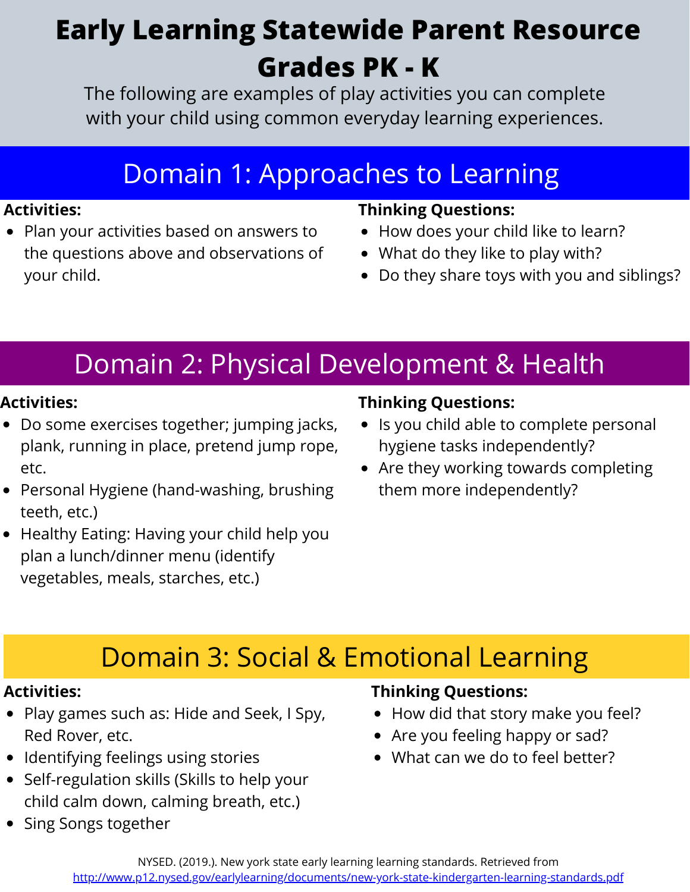# Early Learning Statewide Parent Resource Grades PK - K

The following are examples of play activities you can complete with your child using common everyday learning experiences.

## Domain 1: Approaches to Learning

**Activities:**

- Plan your activities based on answers to the questions above and observations of your child.

**Thinking Questions:**

- How does your child like to learn?
- What do they like to play with?
- Do they share toys with you and siblings?

## Domain 2: Physical Development & Health

**Activities:**

- Do some exercises together; jumping jacks, plank, running in place, pretend jump rope, etc.
- Personal Hygiene (hand-washing, brushing teeth, etc.)
- Healthy Eating: Having your child help you plan a lunch/dinner menu (identify vegetables, meals, starches, etc.)

**Thinking Questions:**

- Is you child able to complete personal hygiene tasks independently?
- Are they working towards completing them more independently?

## Domain 3: Social & Emotional Learning

**Activities:**

- Play games such as: Hide and Seek, I Spy, Red Rover, etc.
- Identifying feelings using stories
- Self-regulation skills (Skills to help your child calm down, calming breath, etc.)
- Sing Songs together

**Thinking Questions:**

- How did that story make you feel?
- Are you feeling happy or sad?
- What can we do to feel better?

NYSED. (2019.). New york state early learning learning standards. Retrieved from http://www.p12.nysed.gov/earlylearning/documents/new-york-state-kindergarten-learning-standards.pdf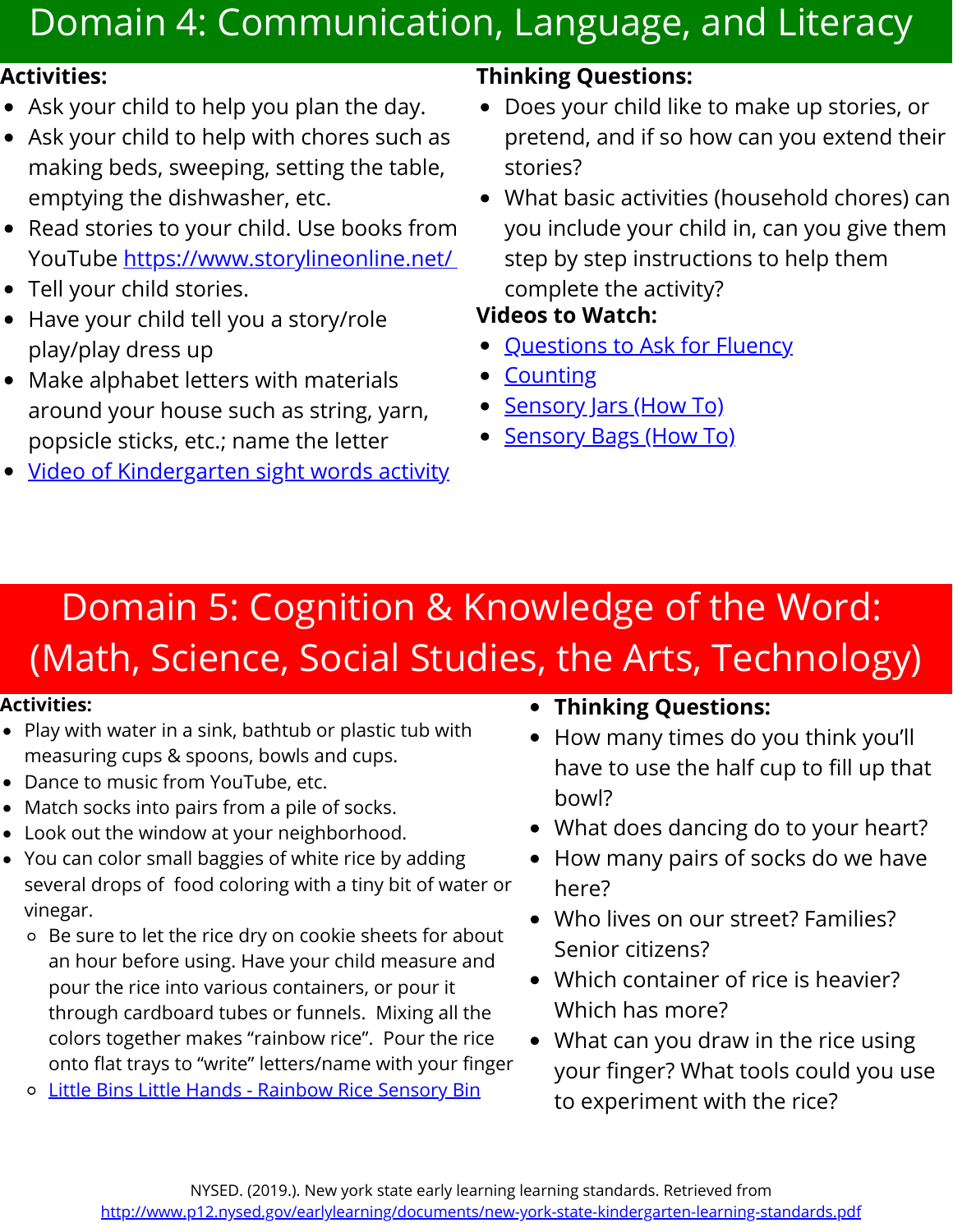# Domain 4: Communication, Language, and Literacy

**Activities:**

- Ask your child to help you plan the day.
- Ask your child to help with chores such as making beds, sweeping, setting the table, emptying the dishwasher, etc.
- Read stories to your child. Use books from YouTube https://www.storylineonline.net/
- Tell your child stories.
- Have your child tell you a story/role play/play dress up
- Make alphabet letters with materials around your house such as string, yarn, popsicle sticks, etc.; name the letter
- Video of Kindergarten sight words activity

**Thinking Questions:**

- Does your child like to make up stories, or pretend, and if so how can you extend their stories?
- What basic activities (household chores) can you include your child in, can you give them step by step instructions to help them complete the activity?

**Videos to Watch:**

- Questions to Ask for Fluency
- Counting
- Sensory Jars (How To)
- Sensory Bags (How To)

# Domain 5: Cognition & Knowledge of the Word: (Math, Science, Social Studies, the Arts, Technology)

**Activities:**

- Play with water in a sink, bathtub or plastic tub with measuring cups & spoons, bowls and cups.
- Dance to music from YouTube, etc.
- Match socks into pairs from a pile of socks.
- Look out the window at your neighborhood.
- You can color small baggies of white rice by adding several drops of food coloring with a tiny bit of water or vinegar.
  - Be sure to let the rice dry on cookie sheets for about an hour before using. Have your child measure and pour the rice into various containers, or pour it through cardboard tubes or funnels. Mixing all the colors together makes "rainbow rice". Pour the rice onto flat trays to "write" letters/name with your finger
  - Little Bins Little Hands - Rainbow Rice Sensory Bin

- **Thinking Questions:**
- How many times do you think you'll have to use the half cup to fill up that bowl?
- What does dancing do to your heart?
- How many pairs of socks do we have here?
- Who lives on our street? Families? Senior citizens?
- Which container of rice is heavier? Which has more?
- What can you draw in the rice using your finger? What tools could you use to experiment with the rice?

NYSED. (2019.). New york state early learning learning standards. Retrieved from http://www.p12.nysed.gov/earlylearning/documents/new-york-state-kindergarten-learning-standards.pdf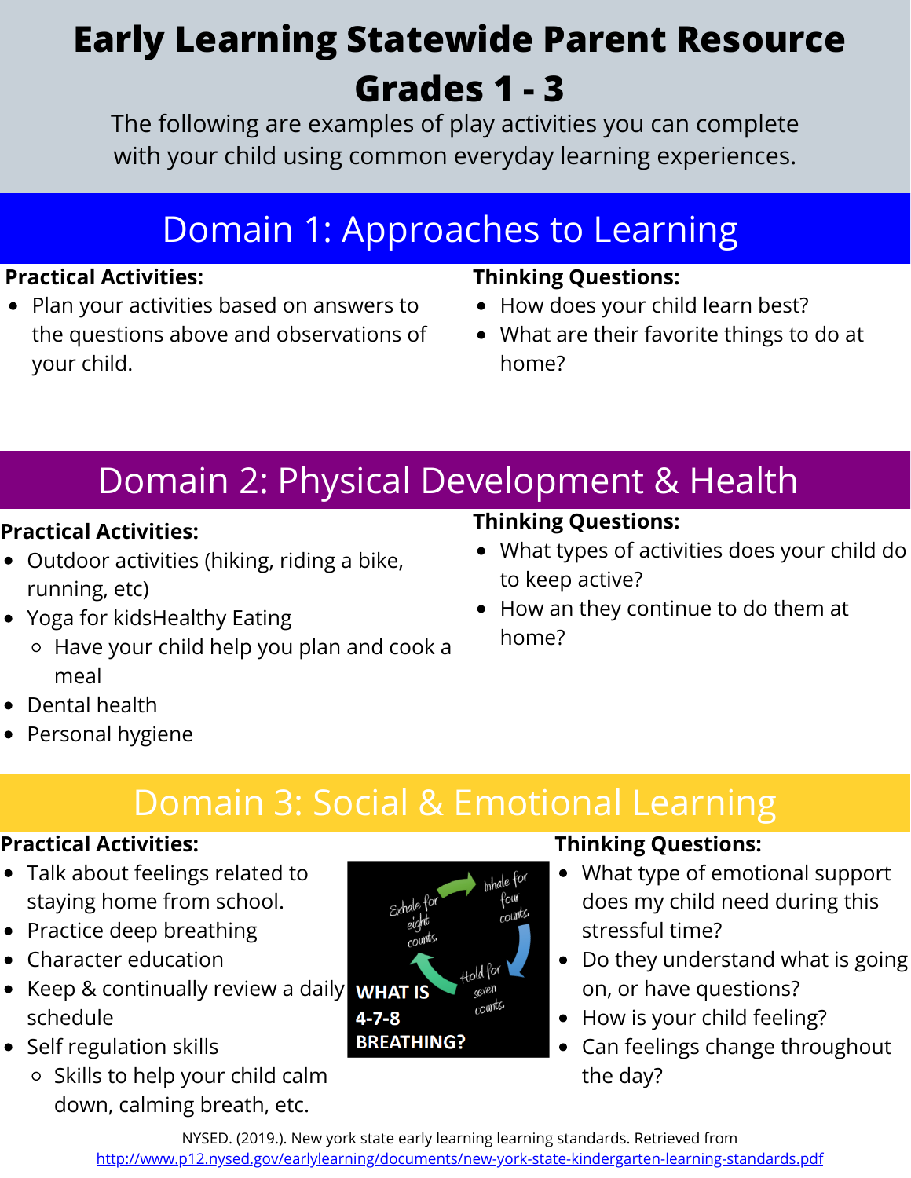# Early Learning Statewide Parent Resource Grades 1 - 3

The following are examples of play activities you can complete with your child using common everyday learning experiences.

## Domain 1: Approaches to Learning

**Practical Activities:**

- Plan your activities based on answers to the questions above and observations of your child.

**Thinking Questions:**

- How does your child learn best?
- What are their favorite things to do at home?

## Domain 2: Physical Development & Health

**Practical Activities:**

- Outdoor activities (hiking, riding a bike, running, etc)
- Yoga for kidsHealthy Eating
  - Have your child help you plan and cook a meal
- Dental health
- Personal hygiene

**Thinking Questions:**

- What types of activities does your child do to keep active?
- How an they continue to do them at home?

## Domain 3: Social & Emotional Learning

**Practical Activities:**

- Talk about feelings related to staying home from school.
- Practice deep breathing
- Character education
- Keep & continually review a daily schedule
- Self regulation skills
  - Skills to help your child calm down, calming breath, etc.

**WHAT IS 4-7-8 BREATHING?**

Inhale for four counts. Hold for seven counts. Exhale for eight counts.

**Thinking Questions:**

- What type of emotional support does my child need during this stressful time?
- Do they understand what is going on, or have questions?
- How is your child feeling?
- Can feelings change throughout the day?

NYSED. (2019.). New york state early learning learning standards. Retrieved from http://www.p12.nysed.gov/earlylearning/documents/new-york-state-kindergarten-learning-standards.pdf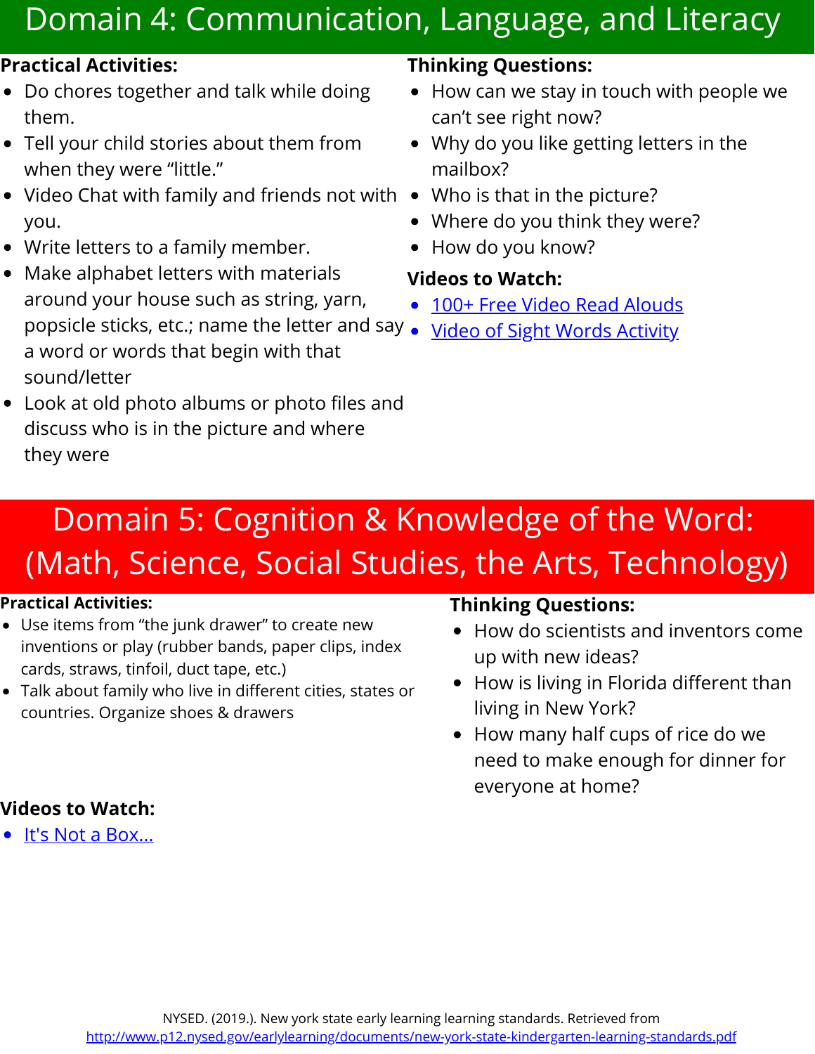# Domain 4: Communication, Language, and Literacy

**Practical Activities:**

- Do chores together and talk while doing them.
- Tell your child stories about them from when they were "little."
- Video Chat with family and friends not with you.
- Write letters to a family member.
- Make alphabet letters with materials around your house such as string, yarn, popsicle sticks, etc.; name the letter and say a word or words that begin with that sound/letter
- Look at old photo albums or photo files and discuss who is in the picture and where they were

**Thinking Questions:**

- How can we stay in touch with people we can't see right now?
- Why do you like getting letters in the mailbox?
- Who is that in the picture?
- Where do you think they were?
- How do you know?

**Videos to Watch:**

- 100+ Free Video Read Alouds
- Video of Sight Words Activity

# Domain 5: Cognition & Knowledge of the Word: (Math, Science, Social Studies, the Arts, Technology)

**Practical Activities:**

- Use items from "the junk drawer" to create new inventions or play (rubber bands, paper clips, index cards, straws, tinfoil, duct tape, etc.)
- Talk about family who live in different cities, states or countries. Organize shoes & drawers

**Thinking Questions:**

- How do scientists and inventors come up with new ideas?
- How is living in Florida different than living in New York?
- How many half cups of rice do we need to make enough for dinner for everyone at home?

**Videos to Watch:**

- It's Not a Box...

NYSED. (2019.). New york state early learning learning standards. Retrieved from http://www.p12.nysed.gov/earlylearning/documents/new-york-state-kindergarten-learning-standards.pdf